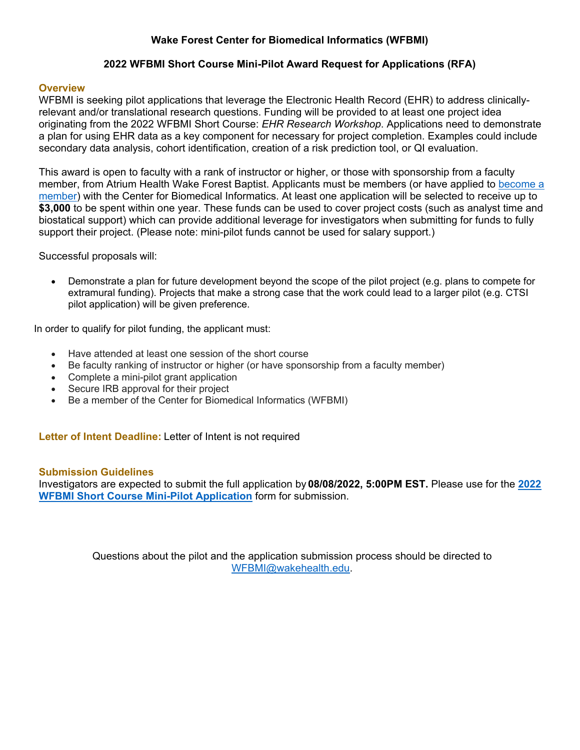**Wake Forest Center for Biomedical Informatics (WFBMI)**

**2022 WFBMI Short Course Mini-Pilot Award Request for Applications (RFA)**

## Overview

WFBMI is seeking pilot applications that leverage the Electronic Health Record (EHR) to address clinically-relevant and/or translational research questions. Funding will be provided to at least one project idea originating from the 2022 WFBMI Short Course: *EHR Research Workshop*. Applications need to demonstrate a plan for using EHR data as a key component for necessary for project completion. Examples could include secondary data analysis, cohort identification, creation of a risk prediction tool, or QI evaluation.

This award is open to faculty with a rank of instructor or higher, or those with sponsorship from a faculty member, from Atrium Health Wake Forest Baptist. Applicants must be members (or have applied to become a member) with the Center for Biomedical Informatics. At least one application will be selected to receive up to **$3,000** to be spent within one year. These funds can be used to cover project costs (such as analyst time and biostatical support) which can provide additional leverage for investigators when submitting for funds to fully support their project. (Please note: mini-pilot funds cannot be used for salary support.)

Successful proposals will:

- Demonstrate a plan for future development beyond the scope of the pilot project (e.g. plans to compete for extramural funding). Projects that make a strong case that the work could lead to a larger pilot (e.g. CTSI pilot application) will be given preference.

In order to qualify for pilot funding, the applicant must:

- Have attended at least one session of the short course
- Be faculty ranking of instructor or higher (or have sponsorship from a faculty member)
- Complete a mini-pilot grant application
- Secure IRB approval for their project
- Be a member of the Center for Biomedical Informatics (WFBMI)

**Letter of Intent Deadline:** Letter of Intent is not required

## Submission Guidelines

Investigators are expected to submit the full application by **08/08/2022, 5:00PM EST.** Please use for the **2022 WFBMI Short Course Mini-Pilot Application** form for submission.

Questions about the pilot and the application submission process should be directed to WFBMI@wakehealth.edu.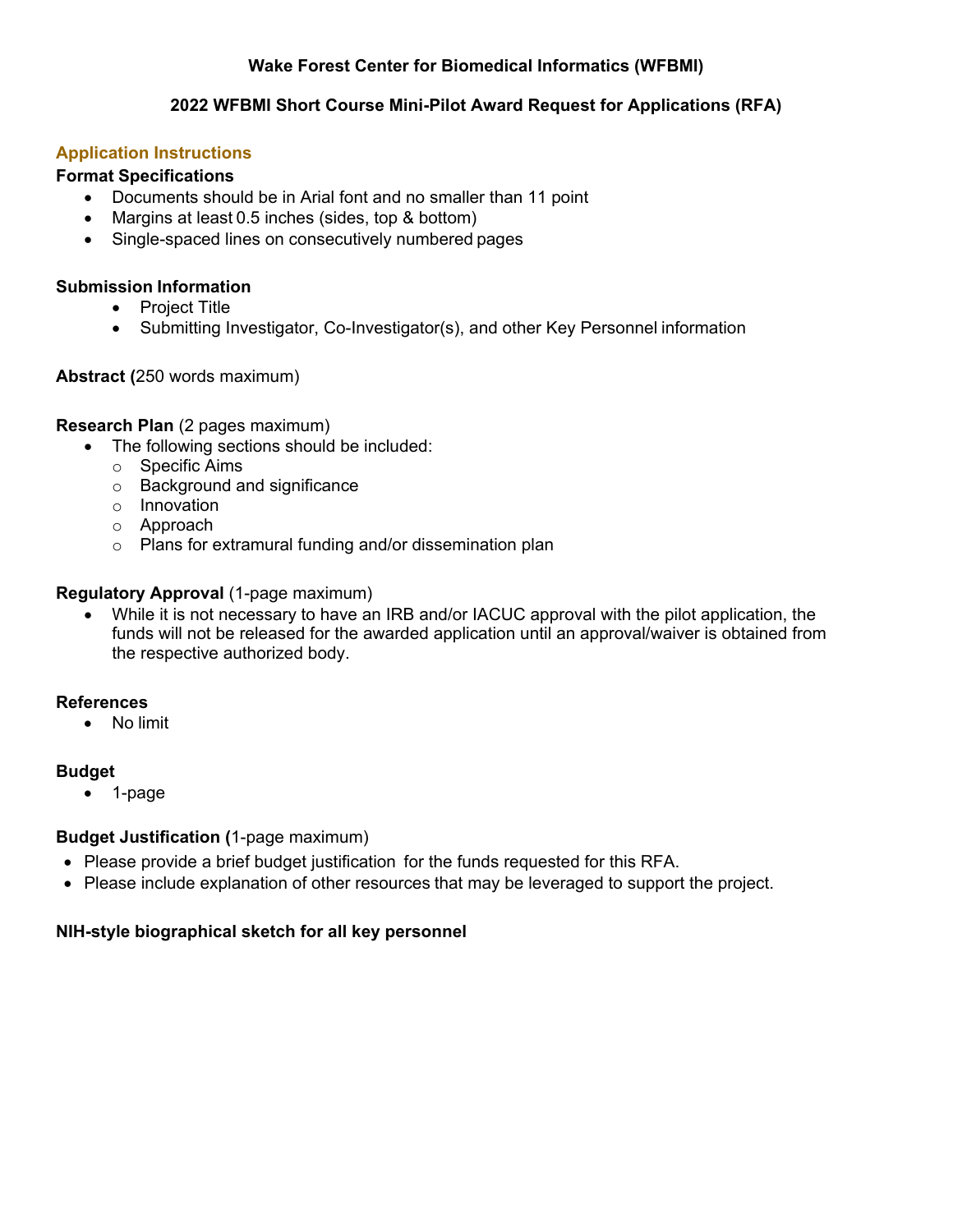**Wake Forest Center for Biomedical Informatics (WFBMI)**

**2022 WFBMI Short Course Mini-Pilot Award Request for Applications (RFA)**

## Application Instructions

### Format Specifications

- Documents should be in Arial font and no smaller than 11 point
- Margins at least 0.5 inches (sides, top & bottom)
- Single-spaced lines on consecutively numbered pages

### Submission Information

- Project Title
- Submitting Investigator, Co-Investigator(s), and other Key Personnel information

**Abstract (**250 words maximum)

**Research Plan** (2 pages maximum)

- The following sections should be included:
  - Specific Aims
  - Background and significance
  - Innovation
  - Approach
  - Plans for extramural funding and/or dissemination plan

**Regulatory Approval** (1-page maximum)

- While it is not necessary to have an IRB and/or IACUC approval with the pilot application, the funds will not be released for the awarded application until an approval/waiver is obtained from the respective authorized body.

### References

- No limit

### Budget

- 1-page

**Budget Justification (**1-page maximum)

- Please provide a brief budget justification for the funds requested for this RFA.
- Please include explanation of other resources that may be leveraged to support the project.

**NIH-style biographical sketch for all key personnel**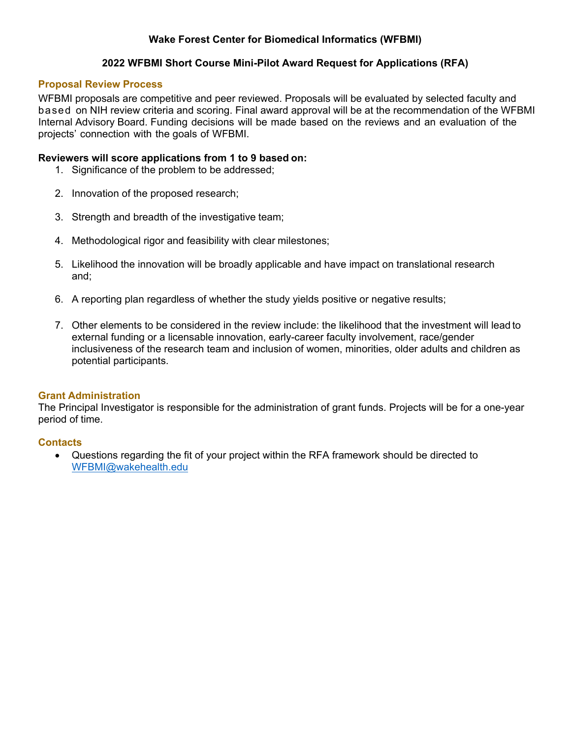**Wake Forest Center for Biomedical Informatics (WFBMI)**

**2022 WFBMI Short Course Mini-Pilot Award Request for Applications (RFA)**

## Proposal Review Process

WFBMI proposals are competitive and peer reviewed. Proposals will be evaluated by selected faculty and based on NIH review criteria and scoring. Final award approval will be at the recommendation of the WFBMI Internal Advisory Board. Funding decisions will be made based on the reviews and an evaluation of the projects' connection with the goals of WFBMI.

**Reviewers will score applications from 1 to 9 based on:**

1. Significance of the problem to be addressed;
2. Innovation of the proposed research;
3. Strength and breadth of the investigative team;
4. Methodological rigor and feasibility with clear milestones;
5. Likelihood the innovation will be broadly applicable and have impact on translational research and;
6. A reporting plan regardless of whether the study yields positive or negative results;
7. Other elements to be considered in the review include: the likelihood that the investment will lead to external funding or a licensable innovation, early-career faculty involvement, race/gender inclusiveness of the research team and inclusion of women, minorities, older adults and children as potential participants.

## Grant Administration

The Principal Investigator is responsible for the administration of grant funds. Projects will be for a one-year period of time.

## Contacts

- Questions regarding the fit of your project within the RFA framework should be directed to WFBMI@wakehealth.edu